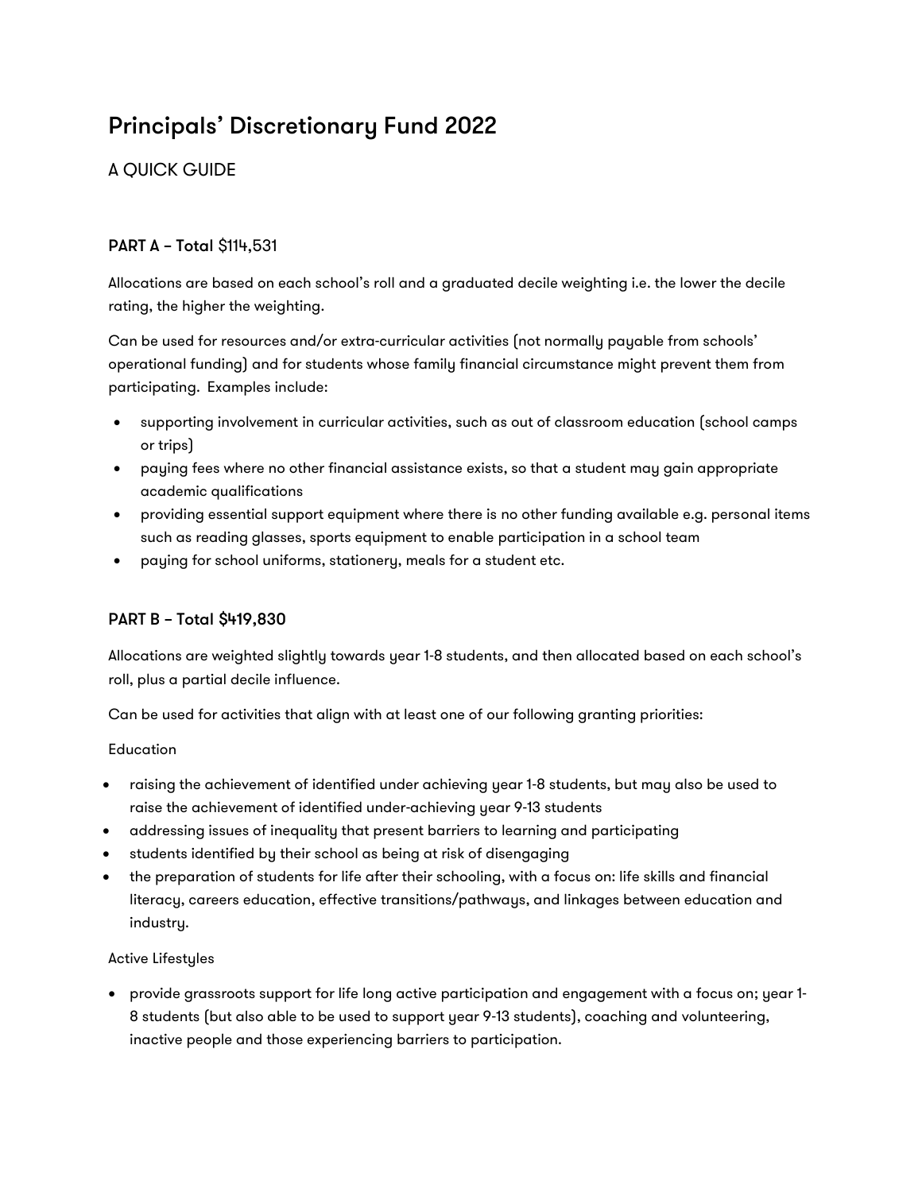# Principals' Discretionary Fund 2022

A QUICK GUIDE

### PART A – Total $114,531

Allocations are based on each school's roll and a graduated decile weighting i.e. the lower the decile rating, the higher the weighting.

Can be used for resources and/or extra-curricular activities (not normally payable from schools' operational funding) and for students whose family financial circumstance might prevent them from participating. Examples include:

- supporting involvement in curricular activities, such as out of classroom education (school camps or trips)
- paying fees where no other financial assistance exists, so that a student may gain appropriate academic qualifications
- providing essential support equipment where there is no other funding available e.g. personal items such as reading glasses, sports equipment to enable participation in a school team
- paying for school uniforms, stationery, meals for a student etc.

### PART B – Total $419,830

Allocations are weighted slightly towards year 1-8 students, and then allocated based on each school's roll, plus a partial decile influence.

Can be used for activities that align with at least one of our following granting priorities:

Education

- raising the achievement of identified under achieving year 1-8 students, but may also be used to raise the achievement of identified under-achieving year 9-13 students
- addressing issues of inequality that present barriers to learning and participating
- students identified by their school as being at risk of disengaging
- the preparation of students for life after their schooling, with a focus on: life skills and financial literacy, careers education, effective transitions/pathways, and linkages between education and industry.

Active Lifestyles

- provide grassroots support for life long active participation and engagement with a focus on; year 1-8 students (but also able to be used to support year 9-13 students), coaching and volunteering, inactive people and those experiencing barriers to participation.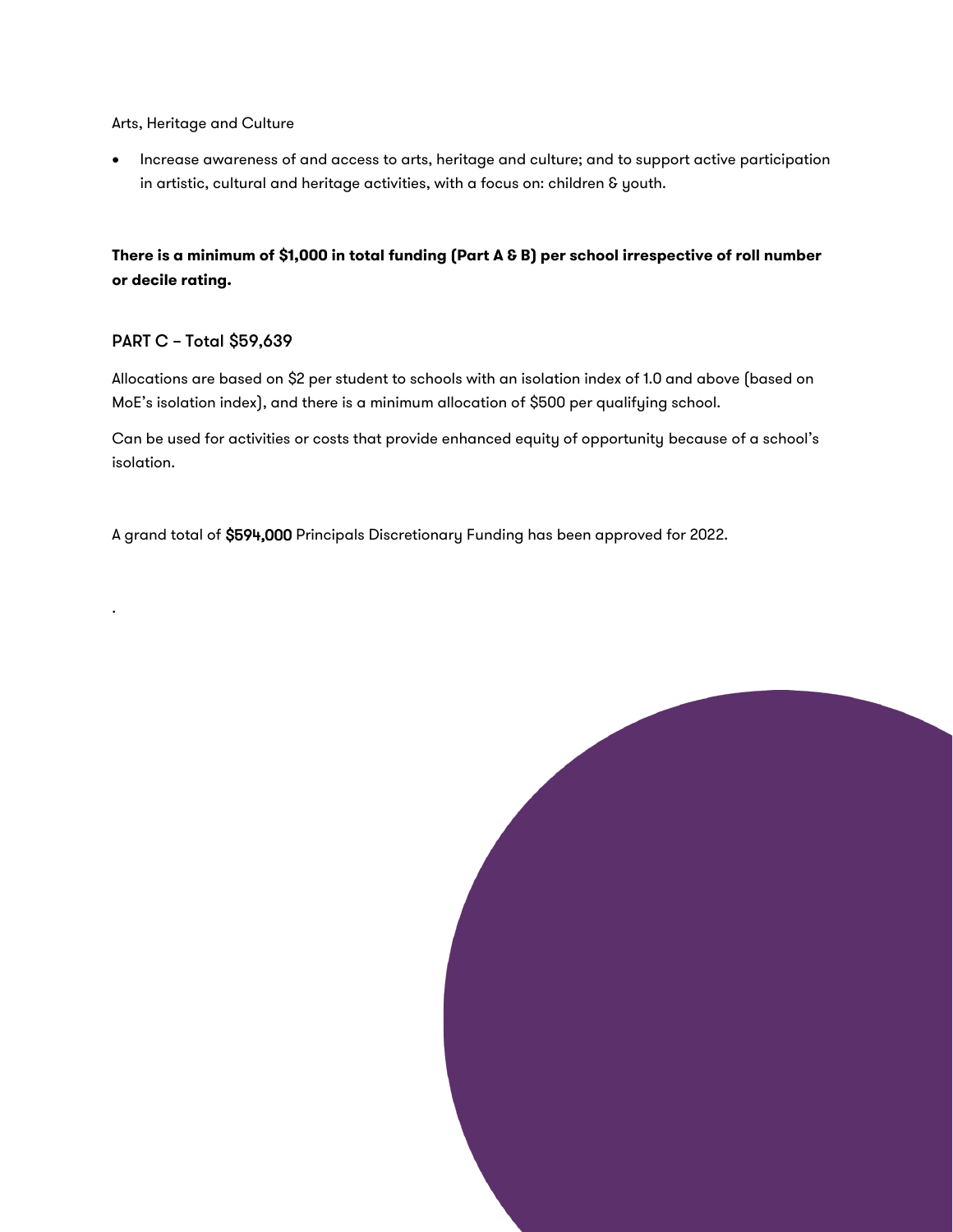Arts, Heritage and Culture

- Increase awareness of and access to arts, heritage and culture; and to support active participation in artistic, cultural and heritage activities, with a focus on: children & youth.

**There is a minimum of $1,000 in total funding (Part A & B) per school irrespective of roll number or decile rating.**

## PART C – Total $59,639

Allocations are based on $2 per student to schools with an isolation index of 1.0 and above (based on MoE's isolation index), and there is a minimum allocation of $500 per qualifying school.

Can be used for activities or costs that provide enhanced equity of opportunity because of a school's isolation.

A grand total of $594,000 Principals Discretionary Funding has been approved for 2022.

.